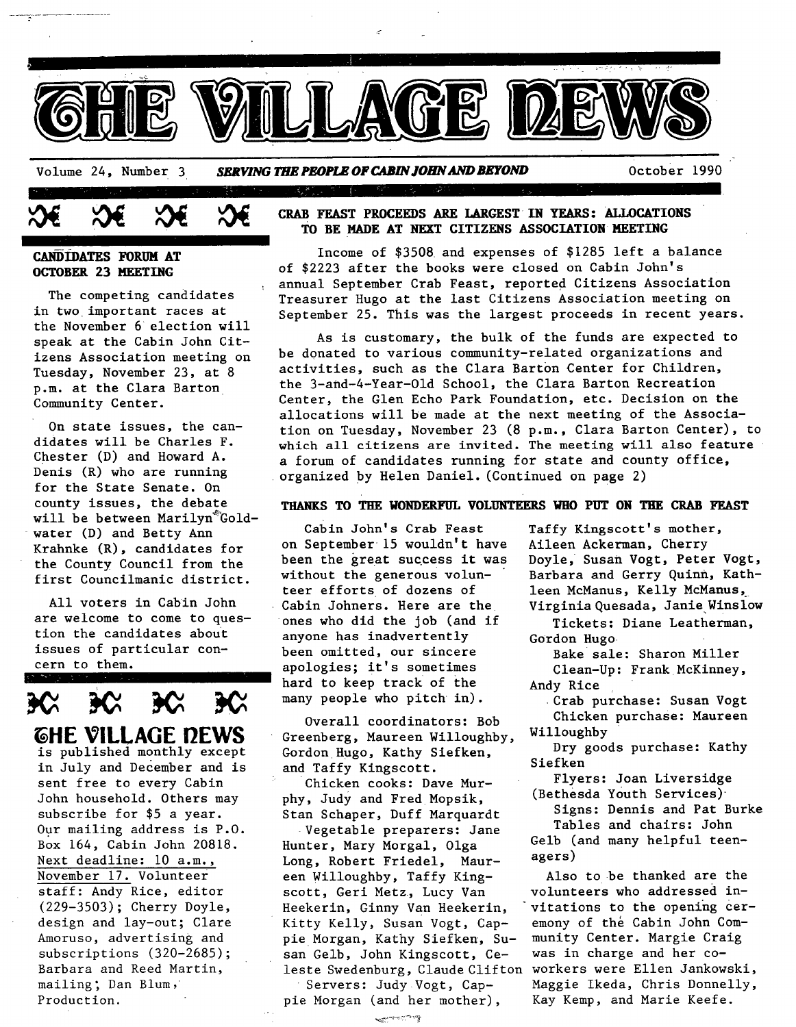# THE VILLAGE NEWS

Volume 24, Number 3 — *SERVING THE PEOPLE OF CABIN JOHN AND BEYOND* — October 1990

## CANDIDATES FORUM AT OCTOBER 23 MEETING

The competing candidates in two important races at the November 6 election will speak at the Cabin John Citizens Association meeting on Tuesday, November 23, at 8 p.m. at the Clara Barton Community Center.

On state issues, the candidates will be Charles F. Chester (D) and Howard A. Denis (R) who are running for the State Senate. On county issues, the debate will be between Marilyn Goldwater (D) and Betty Ann Krahnke (R), candidates for the County Council from the first Councilmanic district.

All voters in Cabin John are welcome to come to question the candidates about issues of particular concern to them.

**THE VILLAGE NEWS** is published monthly except in July and December and is sent free to every Cabin John household. Others may subscribe for $5 a year. Our mailing address is P.O. Box 164, Cabin John 20818. Next deadline: 10 a.m., November 17. Volunteer staff: Andy Rice, editor (229-3503); Cherry Doyle, design and lay-out; Clare Amoruso, advertising and subscriptions (320-2685); Barbara and Reed Martin, mailing; Dan Blum, Production.

## CRAB FEAST PROCEEDS ARE LARGEST IN YEARS: ALLOCATIONS TO BE MADE AT NEXT CITIZENS ASSOCIATION MEETING

Income of $3508 and expenses of $1285 left a balance of $2223 after the books were closed on Cabin John's annual September Crab Feast, reported Citizens Association Treasurer Hugo at the last Citizens Association meeting on September 25. This was the largest proceeds in recent years.

As is customary, the bulk of the funds are expected to be donated to various community-related organizations and activities, such as the Clara Barton Center for Children, the 3-and-4-Year-Old School, the Clara Barton Recreation Center, the Glen Echo Park Foundation, etc. Decision on the allocations will be made at the next meeting of the Association on Tuesday, November 23 (8 p.m., Clara Barton Center), to which all citizens are invited. The meeting will also feature a forum of candidates running for state and county office, organized by Helen Daniel. (Continued on page 2)

## THANKS TO THE WONDERFUL VOLUNTEERS WHO PUT ON THE CRAB FEAST

Cabin John's Crab Feast on September 15 wouldn't have been the great success it was without the generous volunteer efforts of dozens of Cabin Johners. Here are the ones who did the job (and if anyone has inadvertently been omitted, our sincere apologies; it's sometimes hard to keep track of the many people who pitch in).

Overall coordinators: Bob Greenberg, Maureen Willoughby, Gordon Hugo, Kathy Siefken, and Taffy Kingscott.

Chicken cooks: Dave Murphy, Judy and Fred Mopsik, Stan Schaper, Duff Marquardt

Vegetable preparers: Jane Hunter, Mary Morgal, Olga Long, Robert Friedel, Maureen Willoughby, Taffy Kingscott, Geri Metz, Lucy Van Heekerin, Ginny Van Heekerin, Kitty Kelly, Susan Vogt, Cappie Morgan, Kathy Siefken, Susan Gelb, John Kingscott, Celeste Swedenburg, Claude Clifton

Servers: Judy Vogt, Cappie Morgan (and her mother), Taffy Kingscott's mother, Aileen Ackerman, Cherry Doyle, Susan Vogt, Peter Vogt, Barbara and Gerry Quinn, Kathleen McManus, Kelly McManus, Virginia Quesada, Janie Winslow

Tickets: Diane Leatherman, Gordon Hugo

Bake sale: Sharon Miller

Clean-Up: Frank McKinney, Andy Rice

Crab purchase: Susan Vogt

Chicken purchase: Maureen Willoughby

Dry goods purchase: Kathy Siefken

Flyers: Joan Liversidge (Bethesda Youth Services)

Signs: Dennis and Pat Burke

Tables and chairs: John Gelb (and many helpful teenagers)

Also to be thanked are the volunteers who addressed invitations to the opening ceremony of the Cabin John Community Center. Margie Craig was in charge and her coworkers were Ellen Jankowski, Maggie Ikeda, Chris Donnelly, Kay Kemp, and Marie Keefe.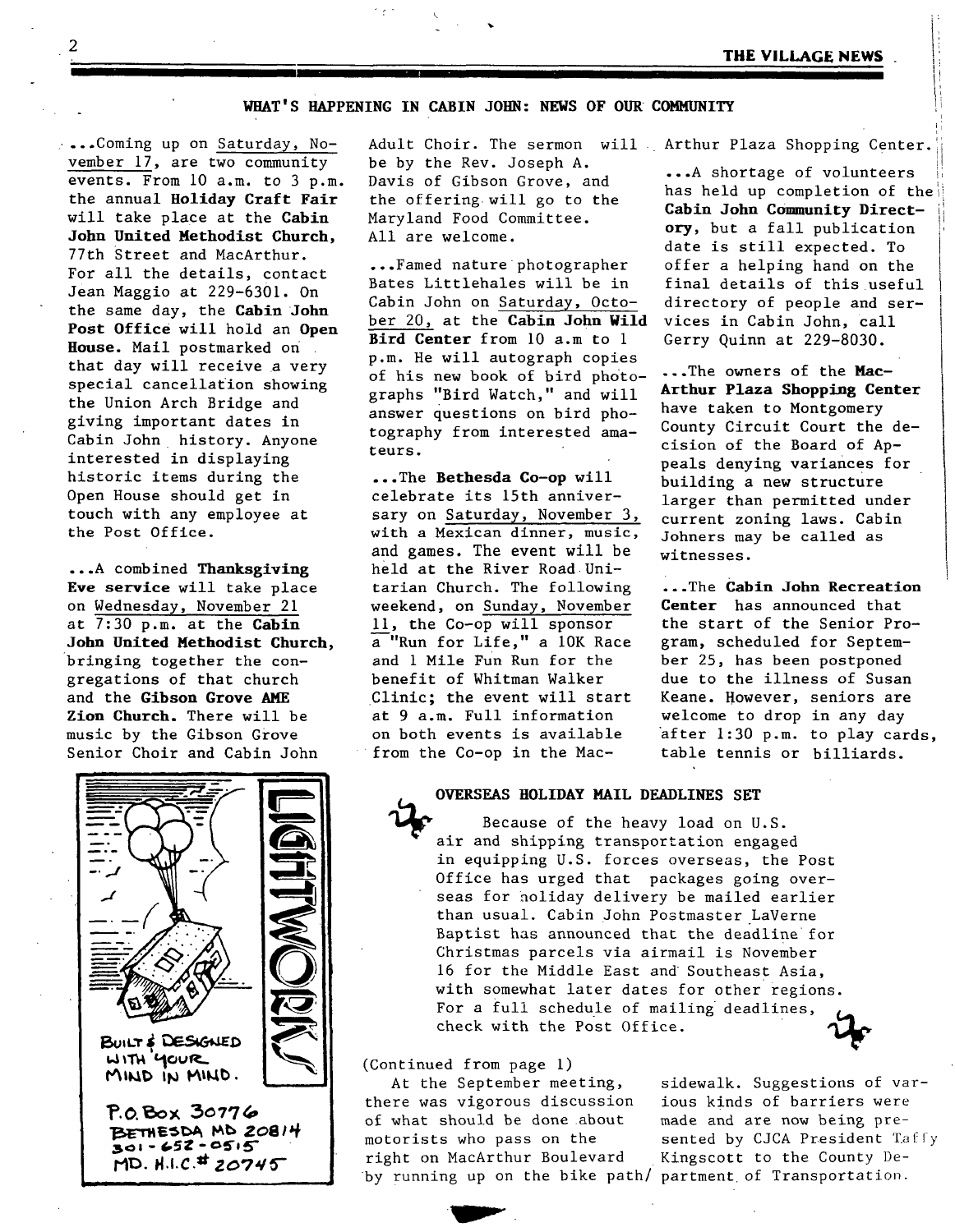## WHAT'S HAPPENING IN CABIN JOHN: NEWS OF OUR COMMUNITY

...Coming up on Saturday, November 17, are two community events. From 10 a.m. to 3 p.m. the annual **Holiday Craft Fair** will take place at the **Cabin John United Methodist Church,** 77th Street and MacArthur. For all the details, contact Jean Maggio at 229-6301. On the same day, the **Cabin John Post Office** will hold an **Open House.** Mail postmarked on that day will receive a very special cancellation showing the Union Arch Bridge and giving important dates in Cabin John history. Anyone interested in displaying historic items during the Open House should get in touch with any employee at the Post Office.

...A combined **Thanksgiving Eve service** will take place on Wednesday, November 21 at 7:30 p.m. at the **Cabin John United Methodist Church,** bringing together the congregations of that church and the **Gibson Grove AME Zion Church.** There will be music by the Gibson Grove Senior Choir and Cabin John Adult Choir. The sermon will be by the Rev. Joseph A. Davis of Gibson Grove, and the offering will go to the Maryland Food Committee. All are welcome.

...Famed nature photographer Bates Littlehales will be in Cabin John on Saturday, October 20, at the **Cabin John Wild Bird Center** from 10 a.m to 1 p.m. He will autograph copies of his new book of bird photographs "Bird Watch," and will answer questions on bird photography from interested amateurs.

...The **Bethesda Co-op** will celebrate its 15th anniversary on Saturday, November 3, with a Mexican dinner, music, and games. The event will be held at the River Road Unitarian Church. The following weekend, on Sunday, November 11, the Co-op will sponsor a "Run for Life," a 10K Race and 1 Mile Fun Run for the benefit of Whitman Walker Clinic; the event will start at 9 a.m. Full information on both events is available from the Co-op in the MacArthur Plaza Shopping Center.

...A shortage of volunteers has held up completion of the **Cabin John Community Directory,** but a fall publication date is still expected. To offer a helping hand on the final details of this useful directory of people and services in Cabin John, call Gerry Quinn at 229-8030.

...The owners of the **MacArthur Plaza Shopping Center** have taken to Montgomery County Circuit Court the decision of the Board of Appeals denying variances for building a new structure larger than permitted under current zoning laws. Cabin Johners may be called as witnesses.

...The **Cabin John Recreation Center** has announced that the start of the Senior Program, scheduled for September 25, has been postponed due to the illness of Susan Keane. However, seniors are welcome to drop in any day after 1:30 p.m. to play cards, table tennis or billiards.

LIGHTWORKS

BUILT & DESIGNED WITH YOUR MIND IN MIND.

P.O. Box 30776
BETHESDA MD 20814
301-652-0515
MD. H.I.C.# 20745

### OVERSEAS HOLIDAY MAIL DEADLINES SET

Because of the heavy load on U.S. air and shipping transportation engaged in equipping U.S. forces overseas, the Post Office has urged that packages going overseas for holiday delivery be mailed earlier than usual. Cabin John Postmaster LaVerne Baptist has announced that the deadline for Christmas parcels via airmail is November 16 for the Middle East and Southeast Asia, with somewhat later dates for other regions. For a full schedule of mailing deadlines, check with the Post Office.

(Continued from page 1)

At the September meeting, there was vigorous discussion of what should be done about motorists who pass on the right on MacArthur Boulevard by running up on the bike path/sidewalk. Suggestions of various kinds of barriers were made and are now being presented by CJCA President Taffy Kingscott to the County Department of Transportation.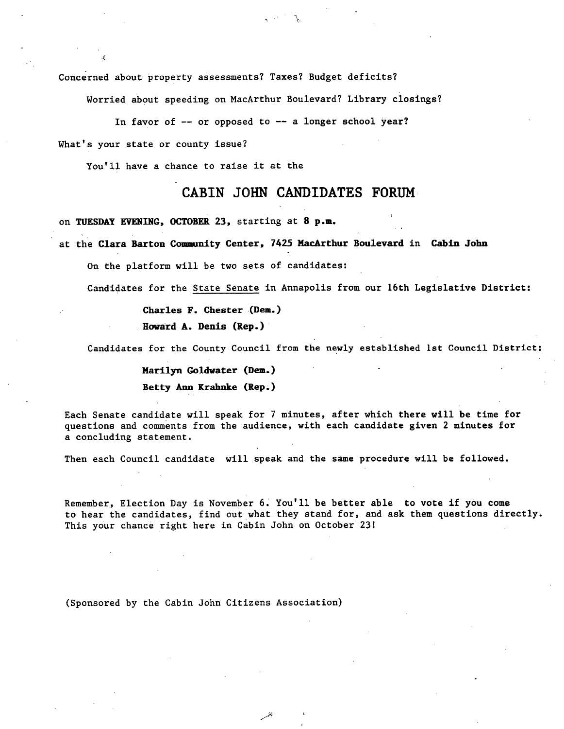Concerned about property assessments? Taxes? Budget deficits?

Worried about speeding on MacArthur Boulevard? Library closings?

In favor of -- or opposed to -- a longer school year?

What's your state or county issue?

You'll have a chance to raise it at the

# CABIN JOHN CANDIDATES FORUM

on **TUESDAY EVENING, OCTOBER 23,** starting at **8 p.m.**

at the **Clara Barton Community Center, 7425 MacArthur Boulevard** in **Cabin John**

On the platform will be two sets of candidates:

Candidates for the State Senate in Annapolis from our 16th Legislative District:

**Charles F. Chester (Dem.)**

**Howard A. Denis (Rep.)**

Candidates for the County Council from the newly established 1st Council District:

**Marilyn Goldwater (Dem.)**

**Betty Ann Krahnke (Rep.)**

Each Senate candidate will speak for 7 minutes, after which there will be time for questions and comments from the audience, with each candidate given 2 minutes for a concluding statement.

Then each Council candidate will speak and the same procedure will be followed.

Remember, Election Day is November 6. You'll be better able to vote if you come to hear the candidates, find out what they stand for, and ask them questions directly. This your chance right here in Cabin John on October 23!

(Sponsored by the Cabin John Citizens Association)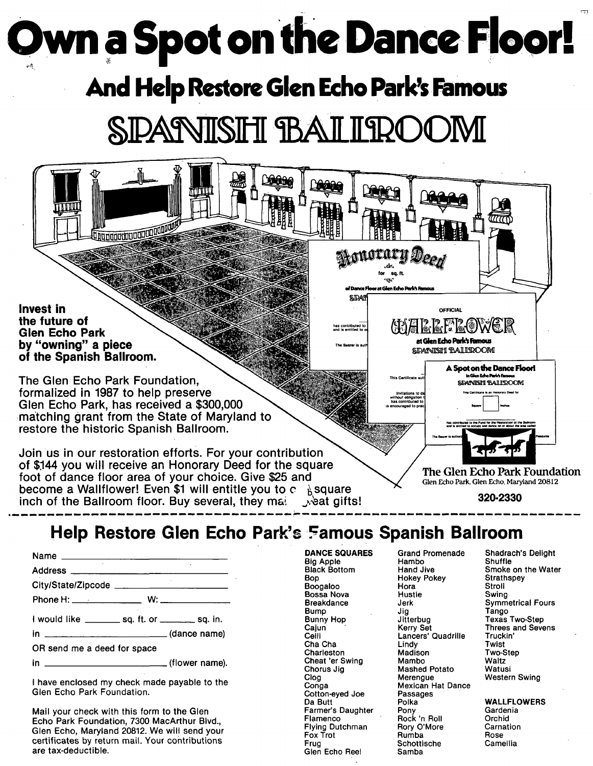# Own a Spot on the Dance Floor!

## And Help Restore Glen Echo Park's Famous

# SPANISH BALLROOM

**Invest in the future of Glen Echo Park by "owning" a piece of the Spanish Ballroom.**

The Glen Echo Park Foundation, formalized in 1987 to help preserve Glen Echo Park, has received a $300,000 matching grant from the State of Maryland to restore the historic Spanish Ballroom.

Join us in our restoration efforts. For your contribution of $144 you will receive an Honorary Deed for the square foot of dance floor area of your choice. Give $25 and become a Wallflower! Even $1 will entitle you to a square inch of the Ballroom floor. Buy several, they make great gifts!

**The Glen Echo Park Foundation**
Glen Echo Park, Glen Echo, Maryland 20812

**320-2330**

---

## Help Restore Glen Echo Park's Famous Spanish Ballroom

Name ______________________

Address ______________________

City/State/Zipcode ______________________

Phone H: __________ W: __________

I would like _______ sq. ft. or _______ sq. in.

in ______________________ (dance name)

OR send me a deed for space

in ______________________ (flower name).

I have enclosed my check made payable to the Glen Echo Park Foundation.

Mail your check with this form to the Glen Echo Park Foundation, 7300 MacArthur Blvd., Glen Echo, Maryland 20812. We will send your certificates by return mail. Your contributions are tax-deductible.

**DANCE SQUARES**

Big Apple
Black Bottom
Bop
Boogaloo
Bossa Nova
Breakdance
Bump
Bunny Hop
Cajun
Ceili
Cha Cha
Charleston
Cheat 'er Swing
Chorus Jig
Clog
Conga
Cotton-eyed Joe
Da Butt
Farmer's Daughter
Flamenco
Flying Dutchman
Fox Trot
Frug
Glen Echo Reel
Grand Promenade
Hambo
Hand Jive
Hokey Pokey
Hora
Hustle
Jerk
Jig
Jitterbug
Kerry Set
Lancers' Quadrille
Lindy
Madison
Mambo
Mashed Potato
Merengue
Mexican Hat Dance
Passages
Polka
Pony
Rock 'n Roll
Rory O'More
Rumba
Schottische
Samba
Shadrach's Delight
Shuffle
Smoke on the Water
Strathspey
Stroll
Swing
Symmetrical Fours
Tango
Texas Two-Step
Threes and Sevens
Truckin'
Twist
Two-Step
Waltz
Watusi
Western Swing

**WALLFLOWERS**

Gardenia
Orchid
Carnation
Rose
Camellia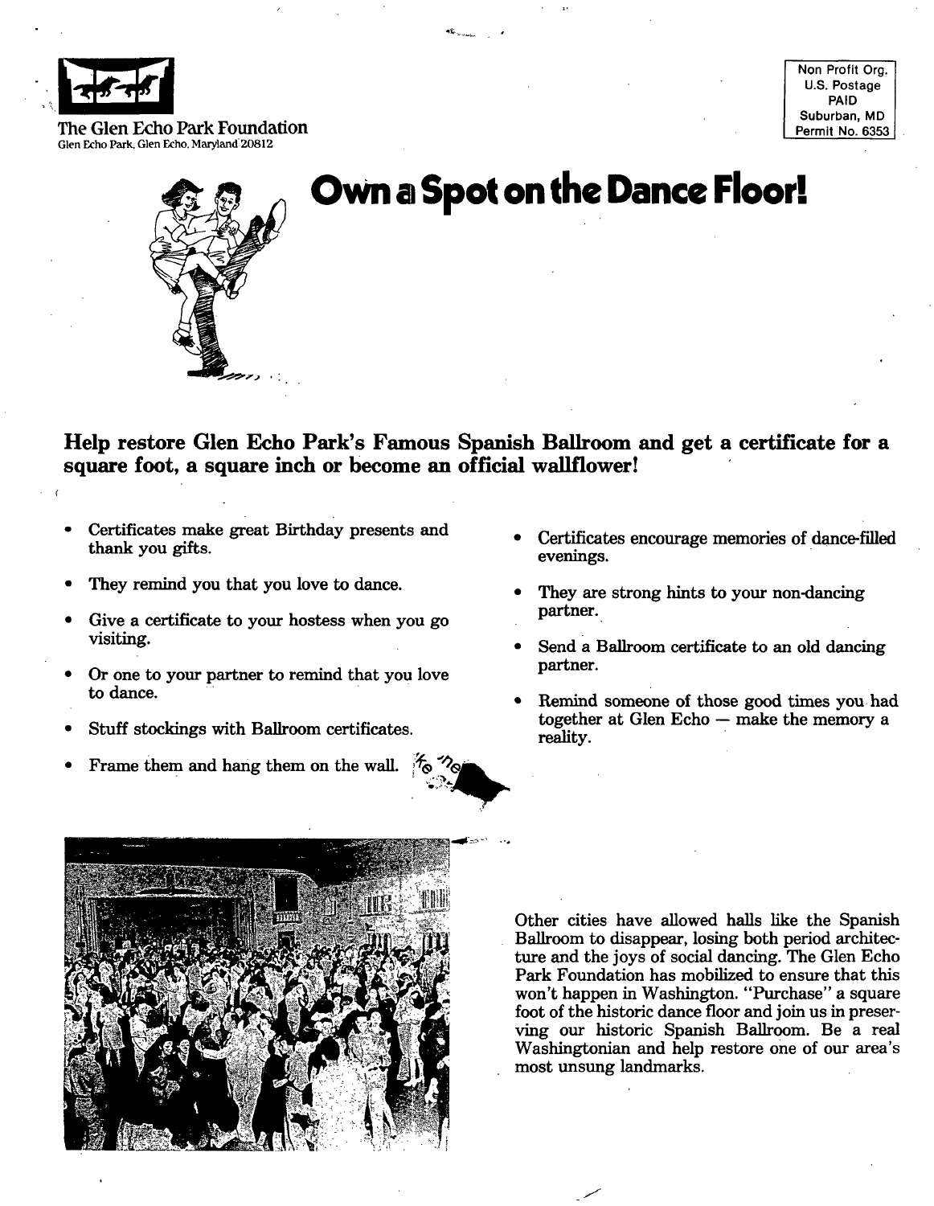The Glen Echo Park Foundation
Glen Echo Park, Glen Echo, Maryland 20812

Non Profit Org.
U.S. Postage
PAID
Suburban, MD
Permit No. 6353

# Own a Spot on the Dance Floor!

## Help restore Glen Echo Park's Famous Spanish Ballroom and get a certificate for a square foot, a square inch or become an official wallflower!

- Certificates make great Birthday presents and thank you gifts.
- They remind you that you love to dance.
- Give a certificate to your hostess when you go visiting.
- Or one to your partner to remind that you love to dance.
- Stuff stockings with Ballroom certificates.
- Frame them and hang them on the wall.
- Certificates encourage memories of dance-filled evenings.
- They are strong hints to your non-dancing partner.
- Send a Ballroom certificate to an old dancing partner.
- Remind someone of those good times you had together at Glen Echo — make the memory a reality.

Other cities have allowed halls like the Spanish Ballroom to disappear, losing both period architecture and the joys of social dancing. The Glen Echo Park Foundation has mobilized to ensure that this won't happen in Washington. "Purchase" a square foot of the historic dance floor and join us in preserving our historic Spanish Ballroom. Be a real Washingtonian and help restore one of our area's most unsung landmarks.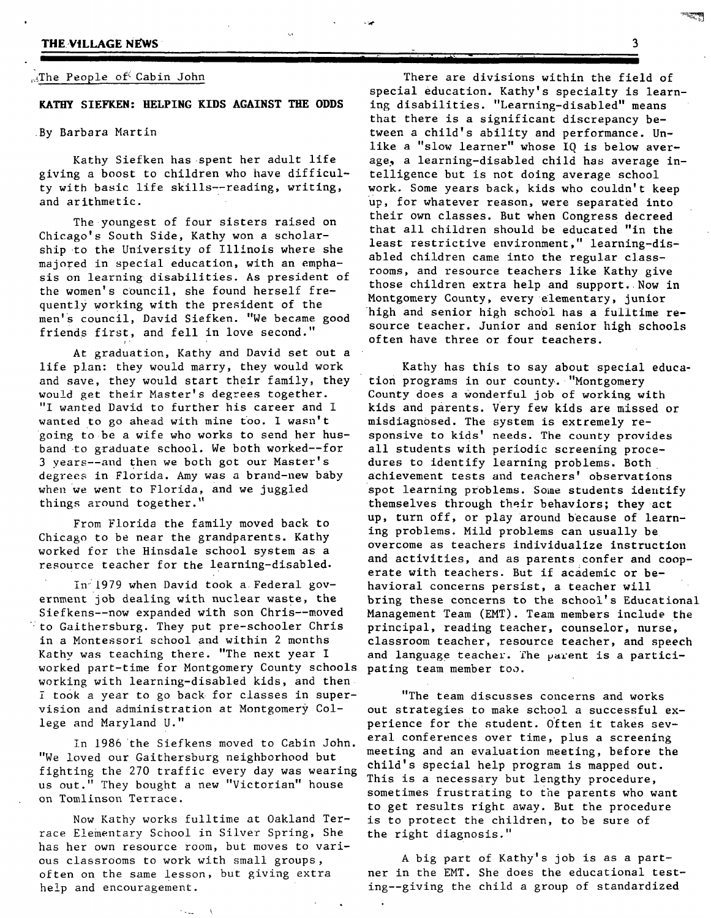The People of Cabin John

## KATHY SIEFKEN: HELPING KIDS AGAINST THE ODDS

By Barbara Martin

Kathy Siefken has spent her adult life giving a boost to children who have difficulty with basic life skills--reading, writing, and arithmetic.

The youngest of four sisters raised on Chicago's South Side, Kathy won a scholarship to the University of Illinois where she majored in special education, with an emphasis on learning disabilities. As president of the women's council, she found herself frequently working with the president of the men's council, David Siefken. "We became good friends first, and fell in love second."

At graduation, Kathy and David set out a life plan: they would marry, they would work and save, they would start their family, they would get their Master's degrees together. "I wanted David to further his career and I wanted to go ahead with mine too. I wasn't going to be a wife who works to send her husband to graduate school. We both worked--for 3 years--and then we both got our Master's degrees in Florida. Amy was a brand-new baby when we went to Florida, and we juggled things around together."

From Florida the family moved back to Chicago to be near the grandparents. Kathy worked for the Hinsdale school system as a resource teacher for the learning-disabled.

In 1979 when David took a Federal government job dealing with nuclear waste, the Siefkens--now expanded with son Chris--moved to Gaithersburg. They put pre-schooler Chris in a Montessori school and within 2 months Kathy was teaching there. "The next year I worked part-time for Montgomery County schools working with learning-disabled kids, and then I took a year to go back for classes in supervision and administration at Montgomery College and Maryland U."

In 1986 the Siefkens moved to Cabin John. "We loved our Gaithersburg neighborhood but fighting the 270 traffic every day was wearing us out." They bought a new "Victorian" house on Tomlinson Terrace.

Now Kathy works fulltime at Oakland Terrace Elementary School in Silver Spring, She has her own resource room, but moves to various classrooms to work with small groups, often on the same lesson, but giving extra help and encouragement.

There are divisions within the field of special education. Kathy's specialty is learning disabilities. "Learning-disabled" means that there is a significant discrepancy between a child's ability and performance. Unlike a "slow learner" whose IQ is below average, a learning-disabled child has average intelligence but is not doing average school work. Some years back, kids who couldn't keep up, for whatever reason, were separated into their own classes. But when Congress decreed that all children should be educated "in the least restrictive environment," learning-disabled children came into the regular classrooms, and resource teachers like Kathy give those children extra help and support. Now in Montgomery County, every elementary, junior high and senior high school has a fulltime resource teacher. Junior and senior high schools often have three or four teachers.

Kathy has this to say about special education programs in our county. "Montgomery County does a wonderful job of working with kids and parents. Very few kids are missed or misdiagnosed. The system is extremely responsive to kids' needs. The county provides all students with periodic screening procedures to identify learning problems. Both achievement tests and teachers' observations spot learning problems. Some students identify themselves through their behaviors; they act up, turn off, or play around because of learning problems. Mild problems can usually be overcome as teachers individualize instruction and activities, and as parents confer and cooperate with teachers. But if academic or behavioral concerns persist, a teacher will bring these concerns to the school's Educational Management Team (EMT). Team members include the principal, reading teacher, counselor, nurse, classroom teacher, resource teacher, and speech and language teacher. The parent is a participating team member too.

"The team discusses concerns and works out strategies to make school a successful experience for the student. Often it takes several conferences over time, plus a screening meeting and an evaluation meeting, before the child's special help program is mapped out. This is a necessary but lengthy procedure, sometimes frustrating to the parents who want to get results right away. But the procedure is to protect the children, to be sure of the right diagnosis."

A big part of Kathy's job is as a partner in the EMT. She does the educational testing--giving the child a group of standardized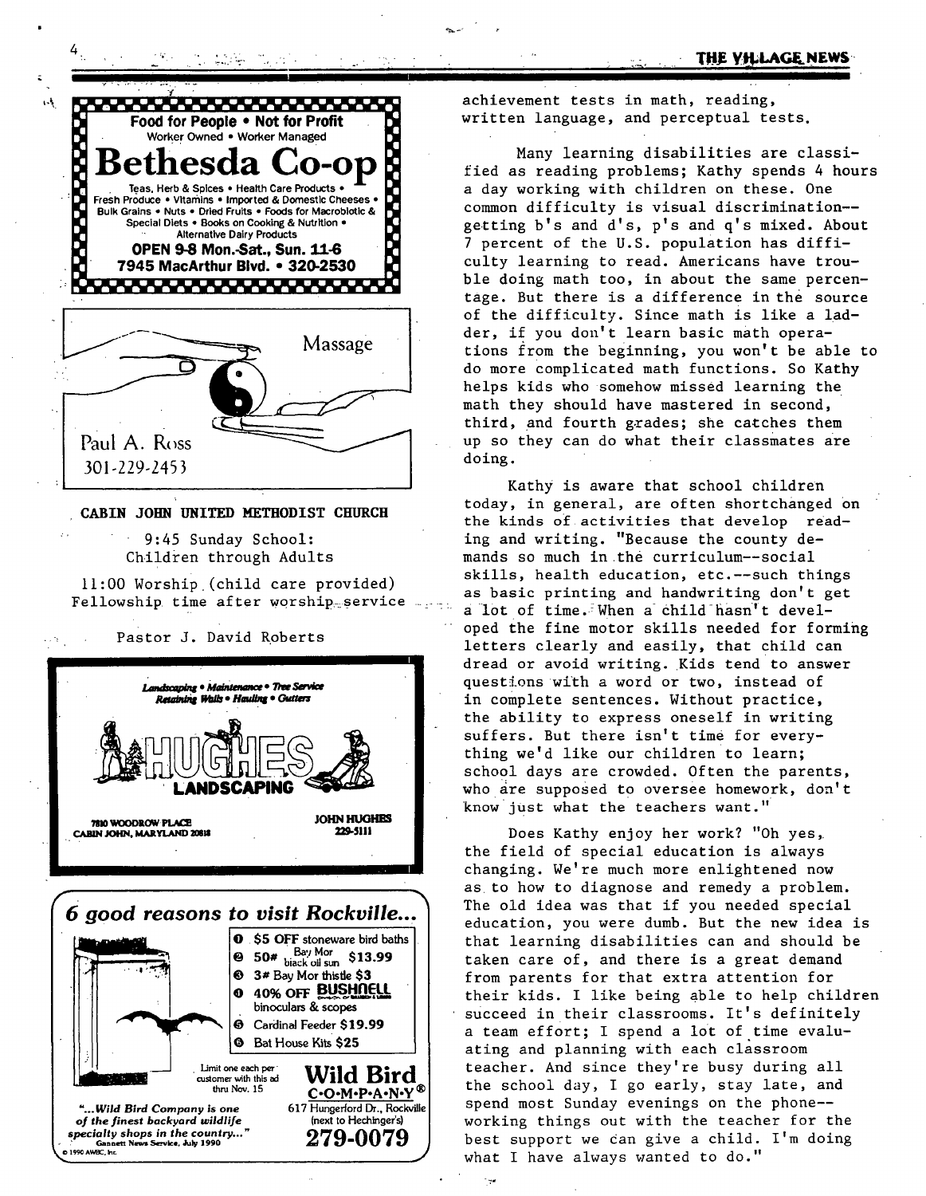**Food for People • Not for Profit**
Worker Owned • Worker Managed

# Bethesda Co-op

Teas, Herb & Spices • Health Care Products • Fresh Produce • Vitamins • Imported & Domestic Cheeses • Bulk Grains • Nuts • Dried Fruits • Foods for Macrobiotic & Special Diets • Books on Cooking & Nutrition • Alternative Dairy Products

**OPEN 9-8 Mon.-Sat., Sun. 11-6**
**7945 MacArthur Blvd. • 320-2530**

Massage

Paul A. Ross
301-229-2453

**CABIN JOHN UNITED METHODIST CHURCH**

9:45 Sunday School:
Children through Adults

11:00 Worship (child care provided)
Fellowship time after worship service

Pastor J. David Roberts

*Landscaping • Maintenance • Tree Service*
*Retaining Walls • Hauling • Gutters*

**HUGHES LANDSCAPING**

7810 WOODROW PLACE
CABIN JOHN, MARYLAND 20818

JOHN HUGHES
229-5111

## *6 good reasons to visit Rockville...*

1. $5 OFF stoneware bird baths
2. 50# Bay Mor black oil sun $13.99
3. 3# Bay Mor thistle $3
4. 40% OFF BUSHNELL binoculars & scopes
5. Cardinal Feeder $19.99
6. Bat House Kits $25

Limit one each per customer with this ad thru Nov. 15

**Wild Bird C·O·M·P·A·N·Y®**
617 Hungerford Dr., Rockville
(next to Hechinger's)
**279-0079**

*"...Wild Bird Company is one of the finest backyard wildlife specialty shops in the country..."*
Gannett News Service, July 1990

© 1990 AWBC, Inc.

achievement tests in math, reading, written language, and perceptual tests.

Many learning disabilities are classified as reading problems; Kathy spends 4 hours a day working with children on these. One common difficulty is visual discrimination--getting b's and d's, p's and q's mixed. About 7 percent of the U.S. population has difficulty learning to read. Americans have trouble doing math too, in about the same percentage. But there is a difference in the source of the difficulty. Since math is like a ladder, if you don't learn basic math operations from the beginning, you won't be able to do more complicated math functions. So Kathy helps kids who somehow missed learning the math they should have mastered in second, third, and fourth grades; she catches them up so they can do what their classmates are doing.

Kathy is aware that school children today, in general, are often shortchanged on the kinds of activities that develop reading and writing. "Because the county demands so much in the curriculum--social skills, health education, etc.--such things as basic printing and handwriting don't get a lot of time. When a child hasn't developed the fine motor skills needed for forming letters clearly and easily, that child can dread or avoid writing. Kids tend to answer questions with a word or two, instead of in complete sentences. Without practice, the ability to express oneself in writing suffers. But there isn't time for everything we'd like our children to learn; school days are crowded. Often the parents, who are supposed to oversee homework, don't know just what the teachers want."

Does Kathy enjoy her work? "Oh yes, the field of special education is always changing. We're much more enlightened now as to how to diagnose and remedy a problem. The old idea was that if you needed special education, you were dumb. But the new idea is that learning disabilities can and should be taken care of, and there is a great demand from parents for that extra attention for their kids. I like being able to help children succeed in their classrooms. It's definitely a team effort; I spend a lot of time evaluating and planning with each classroom teacher. And since they're busy during all the school day, I go early, stay late, and spend most Sunday evenings on the phone--working things out with the teacher for the best support we can give a child. I'm doing what I have always wanted to do."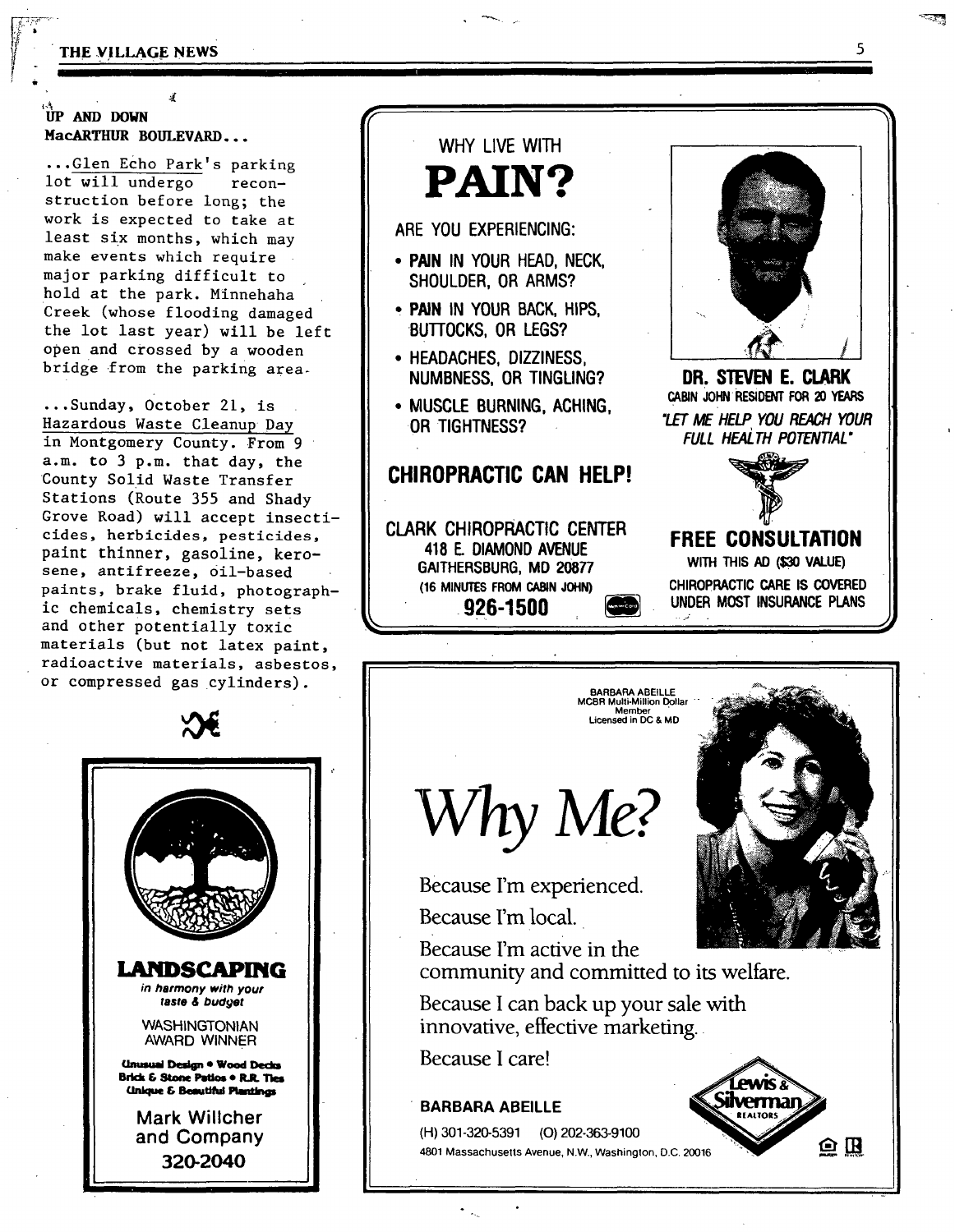**UP AND DOWN MacARTHUR BOULEVARD...**

...Glen Echo Park's parking lot will undergo reconstruction before long; the work is expected to take at least six months, which may make events which require major parking difficult to hold at the park. Minnehaha Creek (whose flooding damaged the lot last year) will be left open and crossed by a wooden bridge from the parking area.

...Sunday, October 21, is Hazardous Waste Cleanup Day in Montgomery County. From 9 a.m. to 3 p.m. that day, the County Solid Waste Transfer Stations (Route 355 and Shady Grove Road) will accept insecticides, herbicides, pesticides, paint thinner, gasoline, kerosene, antifreeze, oil-based paints, brake fluid, photographic chemicals, chemistry sets and other potentially toxic materials (but not latex paint, radioactive materials, asbestos, or compressed gas cylinders).

---

WHY LIVE WITH

**PAIN?**

ARE YOU EXPERIENCING:

- **PAIN** IN YOUR HEAD, NECK, SHOULDER, OR ARMS?
- **PAIN** IN YOUR BACK, HIPS, BUTTOCKS, OR LEGS?
- HEADACHES, DIZZINESS, NUMBNESS, OR TINGLING?
- MUSCLE BURNING, ACHING, OR TIGHTNESS?

**CHIROPRACTIC CAN HELP!**

CLARK CHIROPRACTIC CENTER
418 E. DIAMOND AVENUE
GAITHERSBURG, MD 20877
(16 MINUTES FROM CABIN JOHN)
**926-1500**

**DR. STEVEN E. CLARK**
CABIN JOHN RESIDENT FOR 20 YEARS

*"LET ME HELP YOU REACH YOUR FULL HEALTH POTENTIAL"*

**FREE CONSULTATION**
WITH THIS AD ($30 VALUE)
CHIROPRACTIC CARE IS COVERED UNDER MOST INSURANCE PLANS

---

**LANDSCAPING**

*in harmony with your taste & budget*

WASHINGTONIAN AWARD WINNER

Unusual Design • Wood Decks
Brick & Stone Patios • R.R. Ties
Unique & Beautiful Plantings

Mark Willcher and Company
320-2040

---

BARBARA ABEILLE
MCBR Multi-Million Dollar Member
Licensed in DC & MD

*Why Me?*

Because I'm experienced.

Because I'm local.

Because I'm active in the community and committed to its welfare.

Because I can back up your sale with innovative, effective marketing.

Because I care!

**BARBARA ABEILLE**

(H) 301-320-5391 (O) 202-363-9100
4801 Massachusetts Avenue, N.W., Washington, D.C. 20016

Lewis & Silverman REALTORS